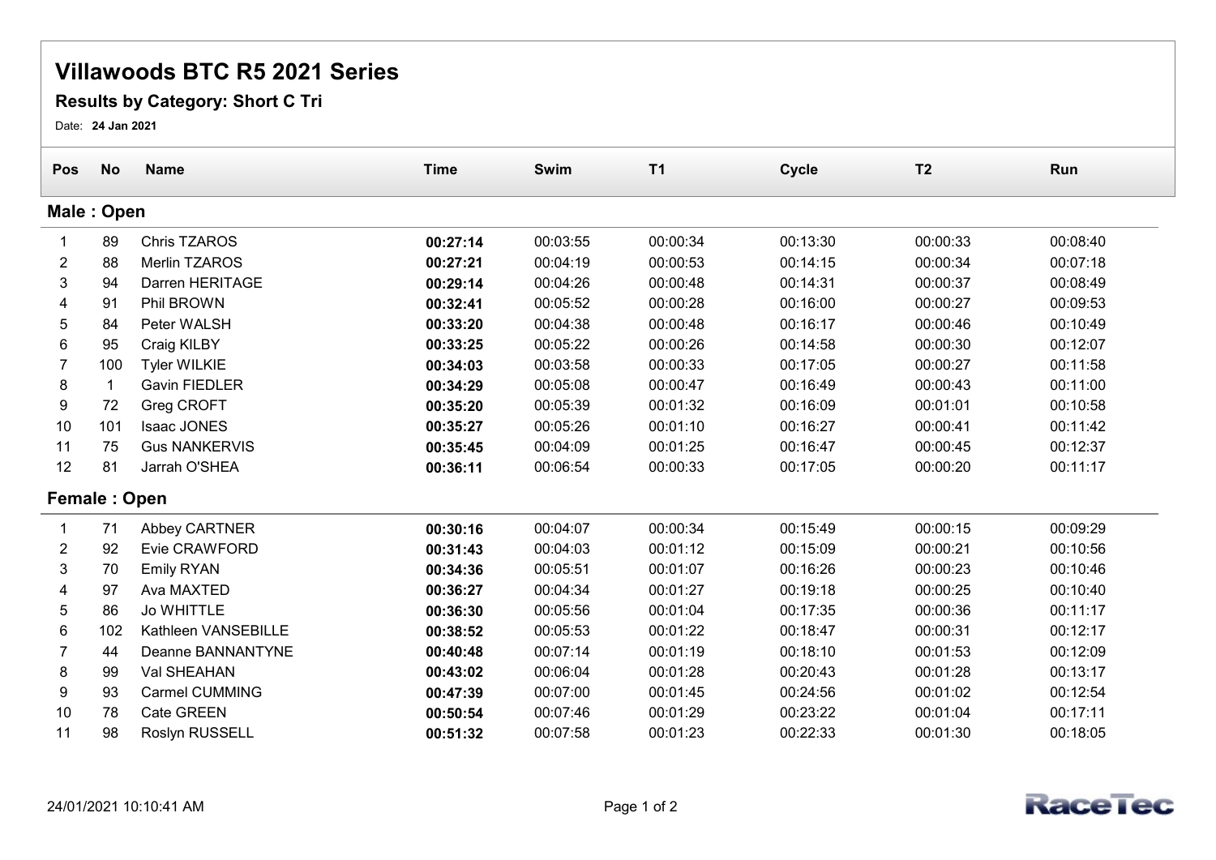# Villawoods BTC R5 2021 Series

## Results by Category: Short C Tri

Date: **24 Jan 2021**

| Pos | No | Name | Time | Swim | T1 | Cycle | T2 | Run |
|---|---|---|---|---|---|---|---|---|
| **Male : Open** | | | | | | | | |
| 1 | 89 | Chris TZAROS | **00:27:14** | 00:03:55 | 00:00:34 | 00:13:30 | 00:00:33 | 00:08:40 |
| 2 | 88 | Merlin TZAROS | **00:27:21** | 00:04:19 | 00:00:53 | 00:14:15 | 00:00:34 | 00:07:18 |
| 3 | 94 | Darren HERITAGE | **00:29:14** | 00:04:26 | 00:00:48 | 00:14:31 | 00:00:37 | 00:08:49 |
| 4 | 91 | Phil BROWN | **00:32:41** | 00:05:52 | 00:00:28 | 00:16:00 | 00:00:27 | 00:09:53 |
| 5 | 84 | Peter WALSH | **00:33:20** | 00:04:38 | 00:00:48 | 00:16:17 | 00:00:46 | 00:10:49 |
| 6 | 95 | Craig KILBY | **00:33:25** | 00:05:22 | 00:00:26 | 00:14:58 | 00:00:30 | 00:12:07 |
| 7 | 100 | Tyler WILKIE | **00:34:03** | 00:03:58 | 00:00:33 | 00:17:05 | 00:00:27 | 00:11:58 |
| 8 | 1 | Gavin FIEDLER | **00:34:29** | 00:05:08 | 00:00:47 | 00:16:49 | 00:00:43 | 00:11:00 |
| 9 | 72 | Greg CROFT | **00:35:20** | 00:05:39 | 00:01:32 | 00:16:09 | 00:01:01 | 00:10:58 |
| 10 | 101 | Isaac JONES | **00:35:27** | 00:05:26 | 00:01:10 | 00:16:27 | 00:00:41 | 00:11:42 |
| 11 | 75 | Gus NANKERVIS | **00:35:45** | 00:04:09 | 00:01:25 | 00:16:47 | 00:00:45 | 00:12:37 |
| 12 | 81 | Jarrah O'SHEA | **00:36:11** | 00:06:54 | 00:00:33 | 00:17:05 | 00:00:20 | 00:11:17 |
| **Female : Open** | | | | | | | | |
| 1 | 71 | Abbey CARTNER | **00:30:16** | 00:04:07 | 00:00:34 | 00:15:49 | 00:00:15 | 00:09:29 |
| 2 | 92 | Evie CRAWFORD | **00:31:43** | 00:04:03 | 00:01:12 | 00:15:09 | 00:00:21 | 00:10:56 |
| 3 | 70 | Emily RYAN | **00:34:36** | 00:05:51 | 00:01:07 | 00:16:26 | 00:00:23 | 00:10:46 |
| 4 | 97 | Ava MAXTED | **00:36:27** | 00:04:34 | 00:01:27 | 00:19:18 | 00:00:25 | 00:10:40 |
| 5 | 86 | Jo WHITTLE | **00:36:30** | 00:05:56 | 00:01:04 | 00:17:35 | 00:00:36 | 00:11:17 |
| 6 | 102 | Kathleen VANSEBILLE | **00:38:52** | 00:05:53 | 00:01:22 | 00:18:47 | 00:00:31 | 00:12:17 |
| 7 | 44 | Deanne BANNANTYNE | **00:40:48** | 00:07:14 | 00:01:19 | 00:18:10 | 00:01:53 | 00:12:09 |
| 8 | 99 | Val SHEAHAN | **00:43:02** | 00:06:04 | 00:01:28 | 00:20:43 | 00:01:28 | 00:13:17 |
| 9 | 93 | Carmel CUMMING | **00:47:39** | 00:07:00 | 00:01:45 | 00:24:56 | 00:01:02 | 00:12:54 |
| 10 | 78 | Cate GREEN | **00:50:54** | 00:07:46 | 00:01:29 | 00:23:22 | 00:01:04 | 00:17:11 |
| 11 | 98 | Roslyn RUSSELL | **00:51:32** | 00:07:58 | 00:01:23 | 00:22:33 | 00:01:30 | 00:18:05 |

24/01/2021 10:10:41 AM

RaceTec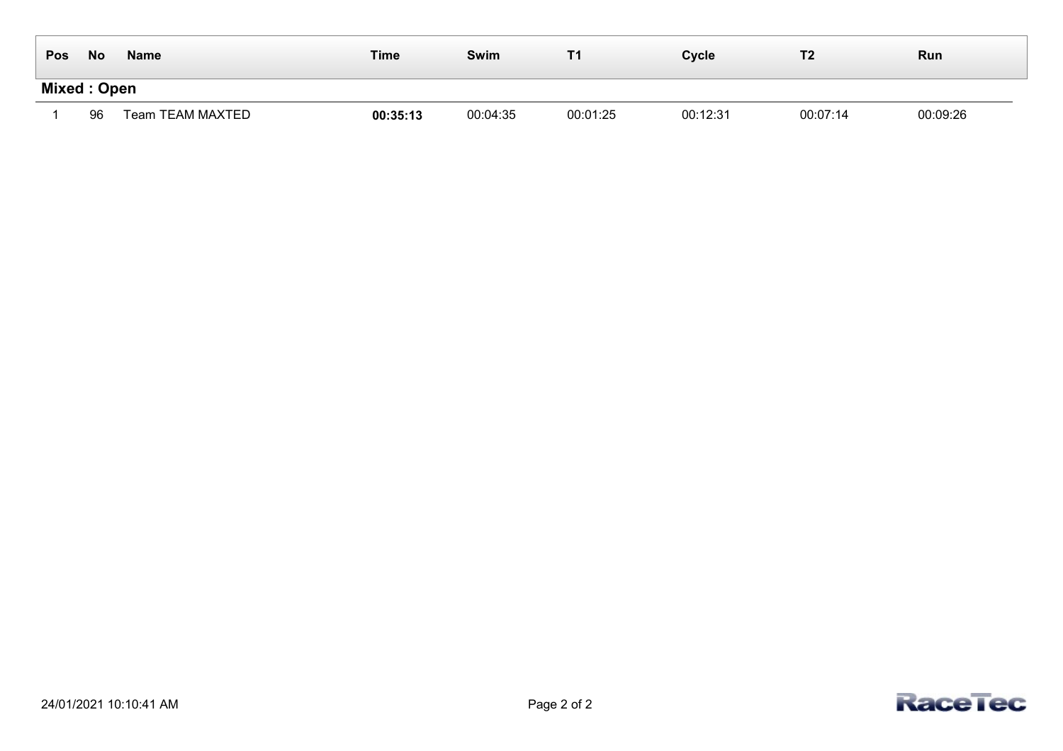| Pos | No | Name | Time | Swim | T1 | Cycle | T2 | Run |
|---|---|---|---|---|---|---|---|---|
| **Mixed : Open** | | | | | | | | |
| 1 | 96 | Team TEAM MAXTED | **00:35:13** | 00:04:35 | 00:01:25 | 00:12:31 | 00:07:14 | 00:09:26 |

24/01/2021 10:10:41 AM

RaceTec